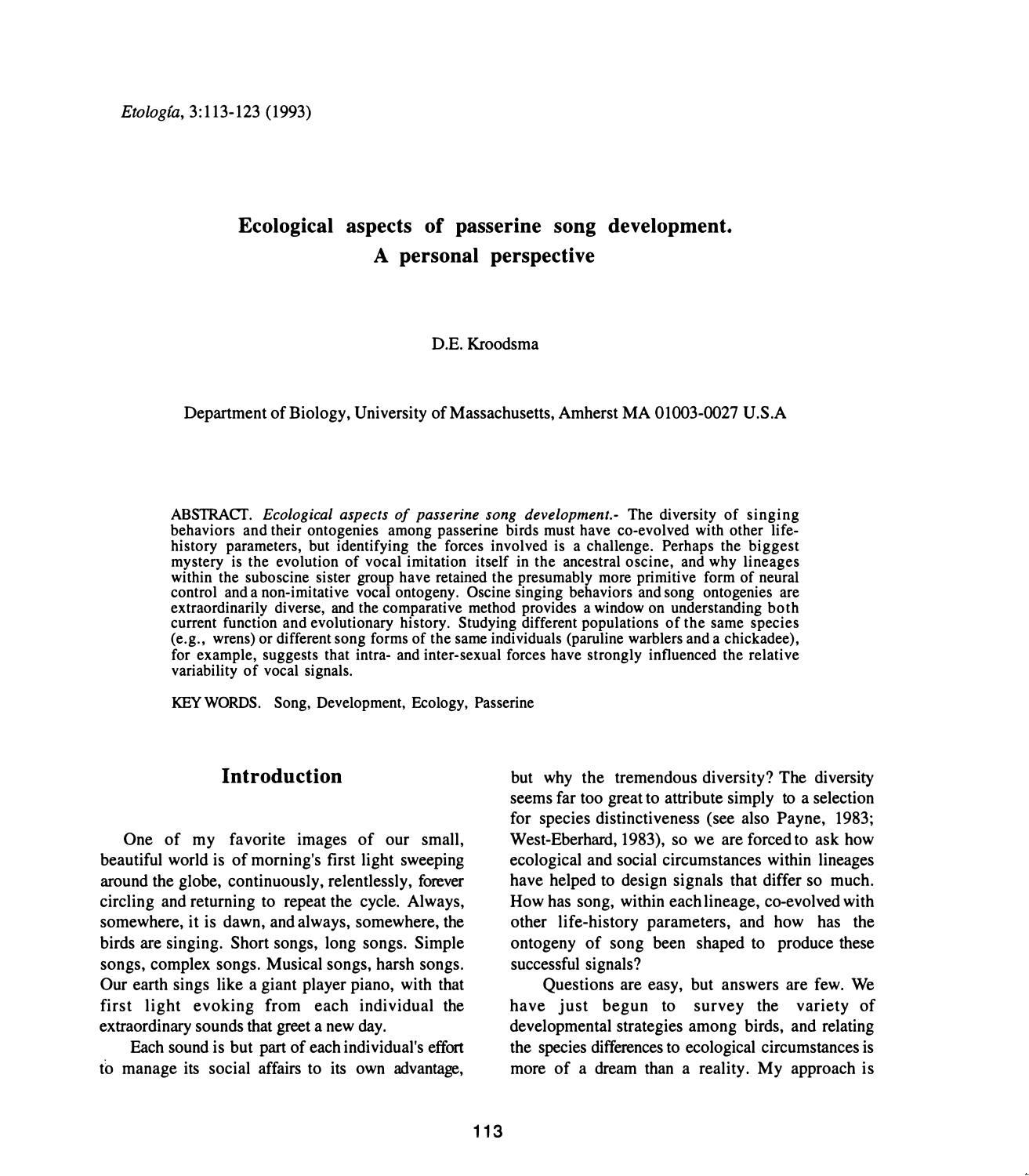*Etología*, 3:113-123 (1993)

# Ecological aspects of passerine song development. A personal perspective

D.E. Kroodsma

Department of Biology, University of Massachusetts, Amherst MA 01003-0027 U.S.A

ABSTRACT. *Ecological aspects of passerine song development.*- The diversity of singing behaviors and their ontogenies among passerine birds must have co-evolved with other life-history parameters, but identifying the forces involved is a challenge. Perhaps the biggest mystery is the evolution of vocal imitation itself in the ancestral oscine, and why lineages within the suboscine sister group have retained the presumably more primitive form of neural control and a non-imitative vocal ontogeny. Oscine singing behaviors and song ontogenies are extraordinarily diverse, and the comparative method provides a window on understanding both current function and evolutionary history. Studying different populations of the same species (e.g., wrens) or different song forms of the same individuals (paruline warblers and a chickadee), for example, suggests that intra- and inter-sexual forces have strongly influenced the relative variability of vocal signals.

KEY WORDS. Song, Development, Ecology, Passerine

## Introduction

One of my favorite images of our small, beautiful world is of morning's first light sweeping around the globe, continuously, relentlessly, forever circling and returning to repeat the cycle. Always, somewhere, it is dawn, and always, somewhere, the birds are singing. Short songs, long songs. Simple songs, complex songs. Musical songs, harsh songs. Our earth sings like a giant player piano, with that first light evoking from each individual the extraordinary sounds that greet a new day.

Each sound is but part of each individual's effort to manage its social affairs to its own advantage, but why the tremendous diversity? The diversity seems far too great to attribute simply to a selection for species distinctiveness (see also Payne, 1983; West-Eberhard, 1983), so we are forced to ask how ecological and social circumstances within lineages have helped to design signals that differ so much. How has song, within each lineage, co-evolved with other life-history parameters, and how has the ontogeny of song been shaped to produce these successful signals?

Questions are easy, but answers are few. We have just begun to survey the variety of developmental strategies among birds, and relating the species differences to ecological circumstances is more of a dream than a reality. My approach is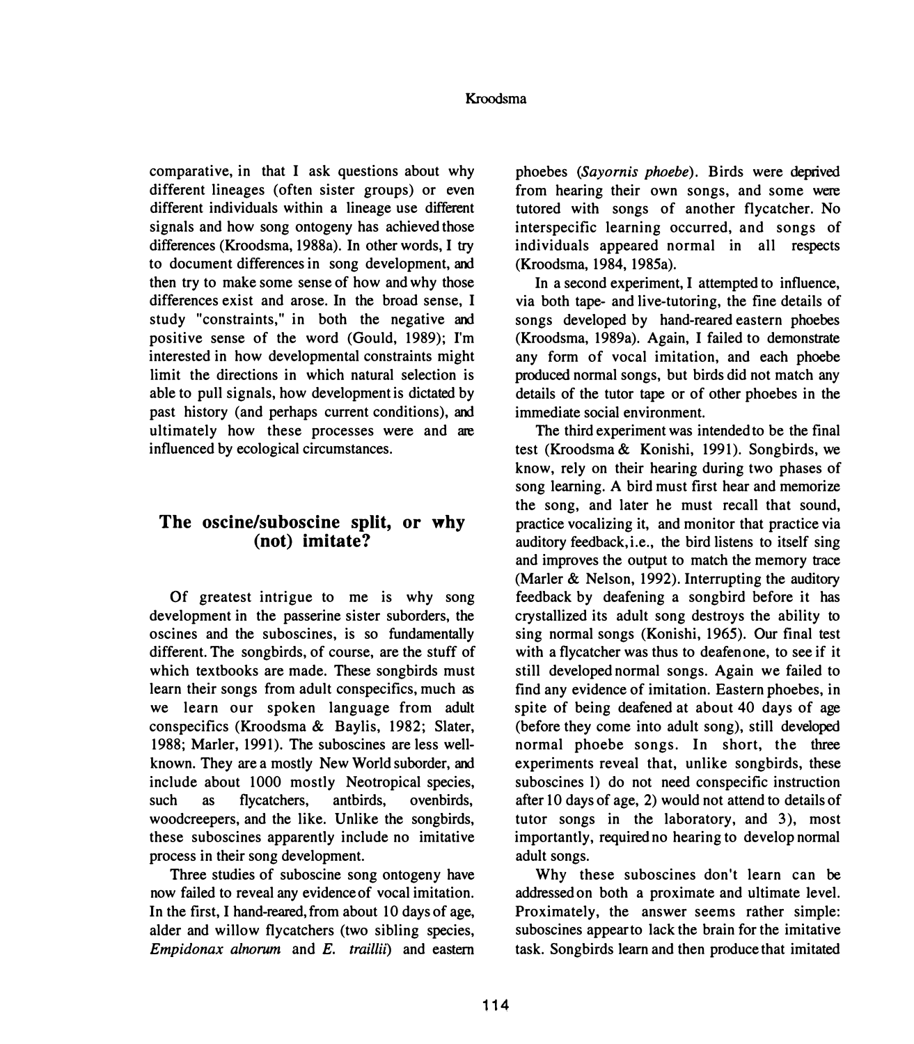comparative, in that I ask questions about why different lineages (often sister groups) or even different individuals within a lineage use different signals and how song ontogeny has achieved those differences (Kroodsma, 1988a). In other words, I try to document differences in song development, and then try to make some sense of how and why those differences exist and arose. In the broad sense, I study "constraints," in both the negative and positive sense of the word (Gould, 1989); I'm interested in how developmental constraints might limit the directions in which natural selection is able to pull signals, how development is dictated by past history (and perhaps current conditions), and ultimately how these processes were and are influenced by ecological circumstances.

## The oscine/suboscine split, or why (not) imitate?

Of greatest intrigue to me is why song development in the passerine sister suborders, the oscines and the suboscines, is so fundamentally different. The songbirds, of course, are the stuff of which textbooks are made. These songbirds must learn their songs from adult conspecifics, much as we learn our spoken language from adult conspecifics (Kroodsma & Baylis, 1982; Slater, 1988; Marler, 1991). The suboscines are less well-known. They are a mostly New World suborder, and include about 1000 mostly Neotropical species, such as flycatchers, antbirds, ovenbirds, woodcreepers, and the like. Unlike the songbirds, these suboscines apparently include no imitative process in their song development.

Three studies of suboscine song ontogeny have now failed to reveal any evidence of vocal imitation. In the first, I hand-reared, from about 10 days of age, alder and willow flycatchers (two sibling species, *Empidonax alnorum* and *E. traillii*) and eastern phoebes (*Sayornis phoebe*). Birds were deprived from hearing their own songs, and some were tutored with songs of another flycatcher. No interspecific learning occurred, and songs of individuals appeared normal in all respects (Kroodsma, 1984, 1985a).

In a second experiment, I attempted to influence, via both tape- and live-tutoring, the fine details of songs developed by hand-reared eastern phoebes (Kroodsma, 1989a). Again, I failed to demonstrate any form of vocal imitation, and each phoebe produced normal songs, but birds did not match any details of the tutor tape or of other phoebes in the immediate social environment.

The third experiment was intended to be the final test (Kroodsma & Konishi, 1991). Songbirds, we know, rely on their hearing during two phases of song learning. A bird must first hear and memorize the song, and later he must recall that sound, practice vocalizing it, and monitor that practice via auditory feedback, i.e., the bird listens to itself sing and improves the output to match the memory trace (Marler & Nelson, 1992). Interrupting the auditory feedback by deafening a songbird before it has crystallized its adult song destroys the ability to sing normal songs (Konishi, 1965). Our final test with a flycatcher was thus to deafen one, to see if it still developed normal songs. Again we failed to find any evidence of imitation. Eastern phoebes, in spite of being deafened at about 40 days of age (before they come into adult song), still developed normal phoebe songs. In short, the three experiments reveal that, unlike songbirds, these suboscines 1) do not need conspecific instruction after 10 days of age, 2) would not attend to details of tutor songs in the laboratory, and 3), most importantly, required no hearing to develop normal adult songs.

Why these suboscines don't learn can be addressed on both a proximate and ultimate level. Proximately, the answer seems rather simple: suboscines appear to lack the brain for the imitative task. Songbirds learn and then produce that imitated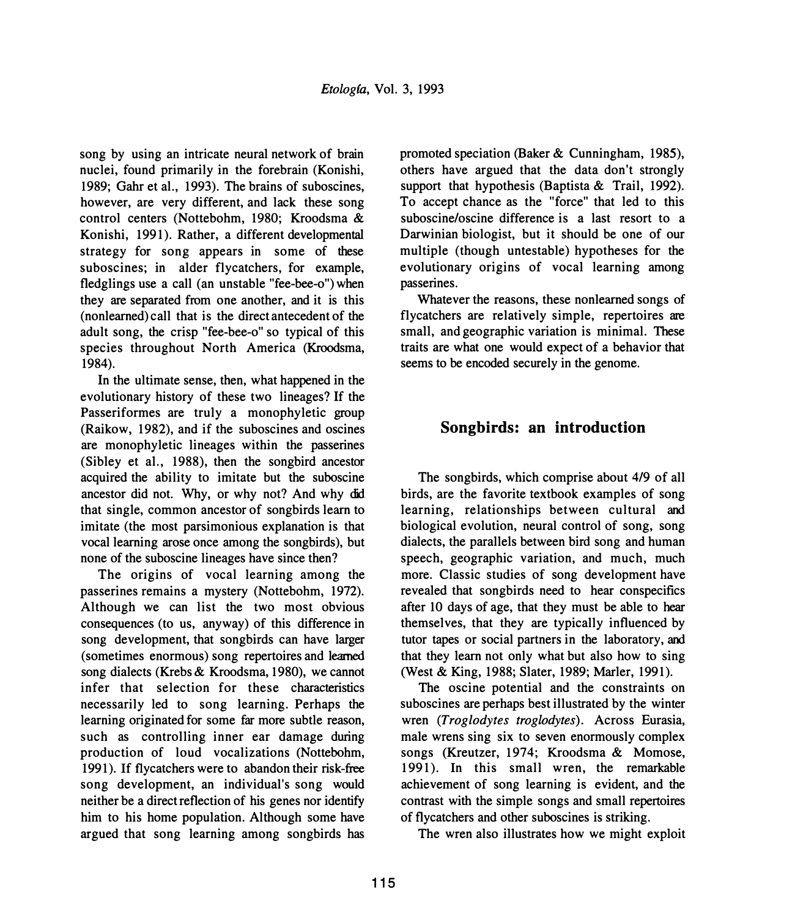song by using an intricate neural network of brain nuclei, found primarily in the forebrain (Konishi, 1989; Gahr et al., 1993). The brains of suboscines, however, are very different, and lack these song control centers (Nottebohm, 1980; Kroodsma & Konishi, 1991). Rather, a different developmental strategy for song appears in some of these suboscines; in alder flycatchers, for example, fledglings use a call (an unstable "fee-bee-o") when they are separated from one another, and it is this (nonlearned) call that is the direct antecedent of the adult song, the crisp "fee-bee-o" so typical of this species throughout North America (Kroodsma, 1984).

In the ultimate sense, then, what happened in the evolutionary history of these two lineages? If the Passeriformes are truly a monophyletic group (Raikow, 1982), and if the suboscines and oscines are monophyletic lineages within the passerines (Sibley et al., 1988), then the songbird ancestor acquired the ability to imitate but the suboscine ancestor did not. Why, or why not? And why did that single, common ancestor of songbirds learn to imitate (the most parsimonious explanation is that vocal learning arose once among the songbirds), but none of the suboscine lineages have since then?

The origins of vocal learning among the passerines remains a mystery (Nottebohm, 1972). Although we can list the two most obvious consequences (to us, anyway) of this difference in song development, that songbirds can have larger (sometimes enormous) song repertoires and learned song dialects (Krebs & Kroodsma, 1980), we cannot infer that selection for these characteristics necessarily led to song learning. Perhaps the learning originated for some far more subtle reason, such as controlling inner ear damage during production of loud vocalizations (Nottebohm, 1991). If flycatchers were to abandon their risk-free song development, an individual's song would neither be a direct reflection of his genes nor identify him to his home population. Although some have argued that song learning among songbirds has promoted speciation (Baker & Cunningham, 1985), others have argued that the data don't strongly support that hypothesis (Baptista & Trail, 1992). To accept chance as the "force" that led to this suboscine/oscine difference is a last resort to a Darwinian biologist, but it should be one of our multiple (though untestable) hypotheses for the evolutionary origins of vocal learning among passerines.

Whatever the reasons, these nonlearned songs of flycatchers are relatively simple, repertoires are small, and geographic variation is minimal. These traits are what one would expect of a behavior that seems to be encoded securely in the genome.

## Songbirds: an introduction

The songbirds, which comprise about 4/9 of all birds, are the favorite textbook examples of song learning, relationships between cultural and biological evolution, neural control of song, song dialects, the parallels between bird song and human speech, geographic variation, and much, much more. Classic studies of song development have revealed that songbirds need to hear conspecifics after 10 days of age, that they must be able to hear themselves, that they are typically influenced by tutor tapes or social partners in the laboratory, and that they learn not only what but also how to sing (West & King, 1988; Slater, 1989; Marler, 1991).

The oscine potential and the constraints on suboscines are perhaps best illustrated by the winter wren (*Troglodytes troglodytes*). Across Eurasia, male wrens sing six to seven enormously complex songs (Kreutzer, 1974; Kroodsma & Momose, 1991). In this small wren, the remarkable achievement of song learning is evident, and the contrast with the simple songs and small repertoires of flycatchers and other suboscines is striking.

The wren also illustrates how we might exploit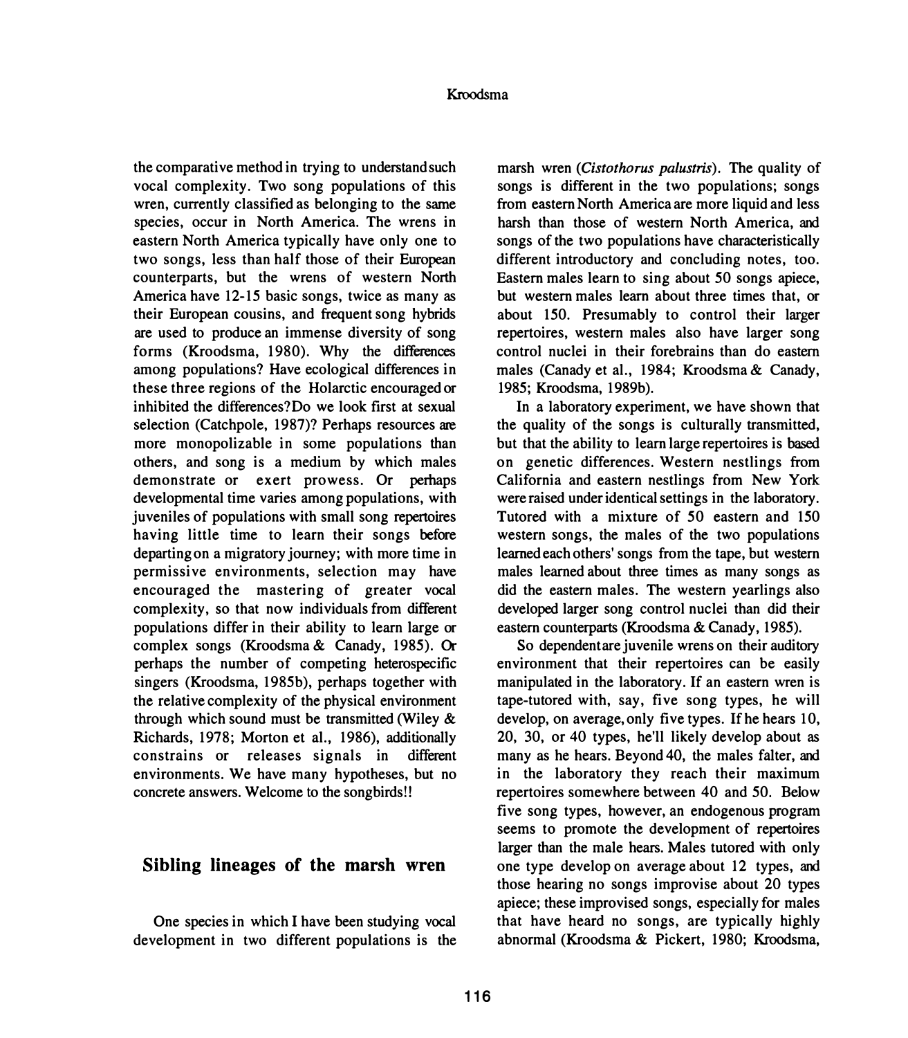the comparative method in trying to understand such vocal complexity. Two song populations of this wren, currently classified as belonging to the same species, occur in North America. The wrens in eastern North America typically have only one to two songs, less than half those of their European counterparts, but the wrens of western North America have 12-15 basic songs, twice as many as their European cousins, and frequent song hybrids are used to produce an immense diversity of song forms (Kroodsma, 1980). Why the differences among populations? Have ecological differences in these three regions of the Holarctic encouraged or inhibited the differences? Do we look first at sexual selection (Catchpole, 1987)? Perhaps resources are more monopolizable in some populations than others, and song is a medium by which males demonstrate or exert prowess. Or perhaps developmental time varies among populations, with juveniles of populations with small song repertoires having little time to learn their songs before departing on a migratory journey; with more time in permissive environments, selection may have encouraged the mastering of greater vocal complexity, so that now individuals from different populations differ in their ability to learn large or complex songs (Kroodsma & Canady, 1985). Or perhaps the number of competing heterospecific singers (Kroodsma, 1985b), perhaps together with the relative complexity of the physical environment through which sound must be transmitted (Wiley & Richards, 1978; Morton et al., 1986), additionally constrains or releases signals in different environments. We have many hypotheses, but no concrete answers. Welcome to the songbirds!!

## Sibling lineages of the marsh wren

One species in which I have been studying vocal development in two different populations is the marsh wren (*Cistothorus palustris*). The quality of songs is different in the two populations; songs from eastern North America are more liquid and less harsh than those of western North America, and songs of the two populations have characteristically different introductory and concluding notes, too. Eastern males learn to sing about 50 songs apiece, but western males learn about three times that, or about 150. Presumably to control their larger repertoires, western males also have larger song control nuclei in their forebrains than do eastern males (Canady et al., 1984; Kroodsma & Canady, 1985; Kroodsma, 1989b).

In a laboratory experiment, we have shown that the quality of the songs is culturally transmitted, but that the ability to learn large repertoires is based on genetic differences. Western nestlings from California and eastern nestlings from New York were raised under identical settings in the laboratory. Tutored with a mixture of 50 eastern and 150 western songs, the males of the two populations learned each others' songs from the tape, but western males learned about three times as many songs as did the eastern males. The western yearlings also developed larger song control nuclei than did their eastern counterparts (Kroodsma & Canady, 1985).

So dependent are juvenile wrens on their auditory environment that their repertoires can be easily manipulated in the laboratory. If an eastern wren is tape-tutored with, say, five song types, he will develop, on average, only five types. If he hears 10, 20, 30, or 40 types, he'll likely develop about as many as he hears. Beyond 40, the males falter, and in the laboratory they reach their maximum repertoires somewhere between 40 and 50. Below five song types, however, an endogenous program seems to promote the development of repertoires larger than the male hears. Males tutored with only one type develop on average about 12 types, and those hearing no songs improvise about 20 types apiece; these improvised songs, especially for males that have heard no songs, are typically highly abnormal (Kroodsma & Pickert, 1980; Kroodsma,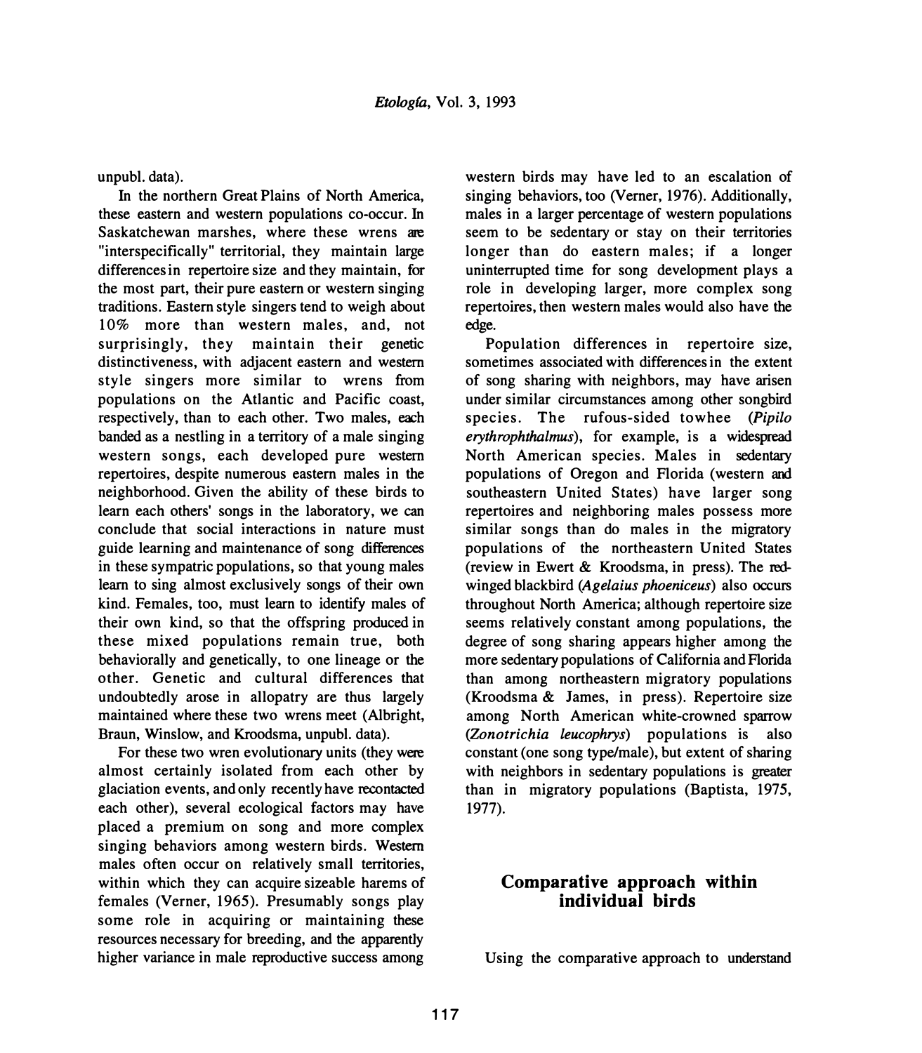unpubl. data).

In the northern Great Plains of North America, these eastern and western populations co-occur. In Saskatchewan marshes, where these wrens are "interspecifically" territorial, they maintain large differences in repertoire size and they maintain, for the most part, their pure eastern or western singing traditions. Eastern style singers tend to weigh about 10% more than western males, and, not surprisingly, they maintain their genetic distinctiveness, with adjacent eastern and western style singers more similar to wrens from populations on the Atlantic and Pacific coast, respectively, than to each other. Two males, each banded as a nestling in a territory of a male singing western songs, each developed pure western repertoires, despite numerous eastern males in the neighborhood. Given the ability of these birds to learn each others' songs in the laboratory, we can conclude that social interactions in nature must guide learning and maintenance of song differences in these sympatric populations, so that young males learn to sing almost exclusively songs of their own kind. Females, too, must learn to identify males of their own kind, so that the offspring produced in these mixed populations remain true, both behaviorally and genetically, to one lineage or the other. Genetic and cultural differences that undoubtedly arose in allopatry are thus largely maintained where these two wrens meet (Albright, Braun, Winslow, and Kroodsma, unpubl. data).

For these two wren evolutionary units (they were almost certainly isolated from each other by glaciation events, and only recently have recontacted each other), several ecological factors may have placed a premium on song and more complex singing behaviors among western birds. Western males often occur on relatively small territories, within which they can acquire sizeable harems of females (Verner, 1965). Presumably songs play some role in acquiring or maintaining these resources necessary for breeding, and the apparently higher variance in male reproductive success among western birds may have led to an escalation of singing behaviors, too (Verner, 1976). Additionally, males in a larger percentage of western populations seem to be sedentary or stay on their territories longer than do eastern males; if a longer uninterrupted time for song development plays a role in developing larger, more complex song repertoires, then western males would also have the edge.

Population differences in repertoire size, sometimes associated with differences in the extent of song sharing with neighbors, may have arisen under similar circumstances among other songbird species. The rufous-sided towhee (*Pipilo erythrophthalmus*), for example, is a widespread North American species. Males in sedentary populations of Oregon and Florida (western and southeastern United States) have larger song repertoires and neighboring males possess more similar songs than do males in the migratory populations of the northeastern United States (review in Ewert & Kroodsma, in press). The red-winged blackbird (*Agelaius phoeniceus*) also occurs throughout North America; although repertoire size seems relatively constant among populations, the degree of song sharing appears higher among the more sedentary populations of California and Florida than among northeastern migratory populations (Kroodsma & James, in press). Repertoire size among North American white-crowned sparrow (*Zonotrichia leucophrys*) populations is also constant (one song type/male), but extent of sharing with neighbors in sedentary populations is greater than in migratory populations (Baptista, 1975, 1977).

## Comparative approach within individual birds

Using the comparative approach to understand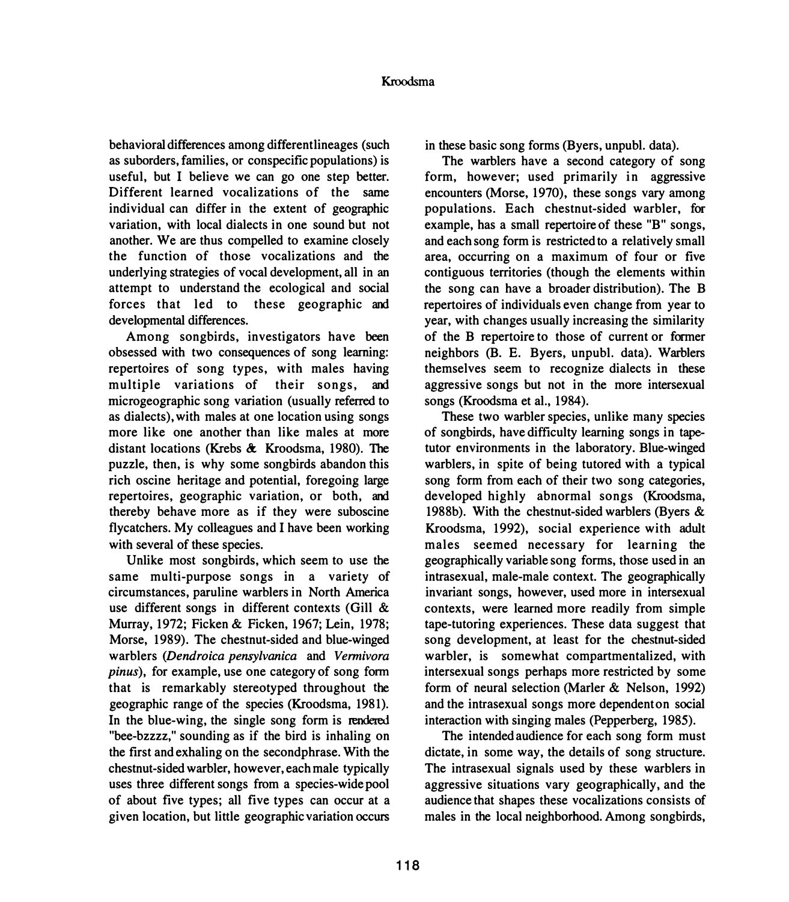behavioral differences among different lineages (such as suborders, families, or conspecific populations) is useful, but I believe we can go one step better. Different learned vocalizations of the same individual can differ in the extent of geographic variation, with local dialects in one sound but not another. We are thus compelled to examine closely the function of those vocalizations and the underlying strategies of vocal development, all in an attempt to understand the ecological and social forces that led to these geographic and developmental differences.

Among songbirds, investigators have been obsessed with two consequences of song learning: repertoires of song types, with males having multiple variations of their songs, and microgeographic song variation (usually referred to as dialects), with males at one location using songs more like one another than like males at more distant locations (Krebs & Kroodsma, 1980). The puzzle, then, is why some songbirds abandon this rich oscine heritage and potential, foregoing large repertoires, geographic variation, or both, and thereby behave more as if they were suboscine flycatchers. My colleagues and I have been working with several of these species.

Unlike most songbirds, which seem to use the same multi-purpose songs in a variety of circumstances, paruline warblers in North America use different songs in different contexts (Gill & Murray, 1972; Ficken & Ficken, 1967; Lein, 1978; Morse, 1989). The chestnut-sided and blue-winged warblers (*Dendroica pensylvanica* and *Vermivora pinus*), for example, use one category of song form that is remarkably stereotyped throughout the geographic range of the species (Kroodsma, 1981). In the blue-wing, the single song form is rendered "bee-bzzzz," sounding as if the bird is inhaling on the first and exhaling on the second phrase. With the chestnut-sided warbler, however, each male typically uses three different songs from a species-wide pool of about five types; all five types can occur at a given location, but little geographic variation occurs in these basic song forms (Byers, unpubl. data).

The warblers have a second category of song form, however; used primarily in aggressive encounters (Morse, 1970), these songs vary among populations. Each chestnut-sided warbler, for example, has a small repertoire of these "B" songs, and each song form is restricted to a relatively small area, occurring on a maximum of four or five contiguous territories (though the elements within the song can have a broader distribution). The B repertoires of individuals even change from year to year, with changes usually increasing the similarity of the B repertoire to those of current or former neighbors (B. E. Byers, unpubl. data). Warblers themselves seem to recognize dialects in these aggressive songs but not in the more intersexual songs (Kroodsma et al., 1984).

These two warbler species, unlike many species of songbirds, have difficulty learning songs in tape-tutor environments in the laboratory. Blue-winged warblers, in spite of being tutored with a typical song form from each of their two song categories, developed highly abnormal songs (Kroodsma, 1988b). With the chestnut-sided warblers (Byers & Kroodsma, 1992), social experience with adult males seemed necessary for learning the geographically variable song forms, those used in an intrasexual, male-male context. The geographically invariant songs, however, used more in intersexual contexts, were learned more readily from simple tape-tutoring experiences. These data suggest that song development, at least for the chestnut-sided warbler, is somewhat compartmentalized, with intersexual songs perhaps more restricted by some form of neural selection (Marler & Nelson, 1992) and the intrasexual songs more dependent on social interaction with singing males (Pepperberg, 1985).

The intended audience for each song form must dictate, in some way, the details of song structure. The intrasexual signals used by these warblers in aggressive situations vary geographically, and the audience that shapes these vocalizations consists of males in the local neighborhood. Among songbirds,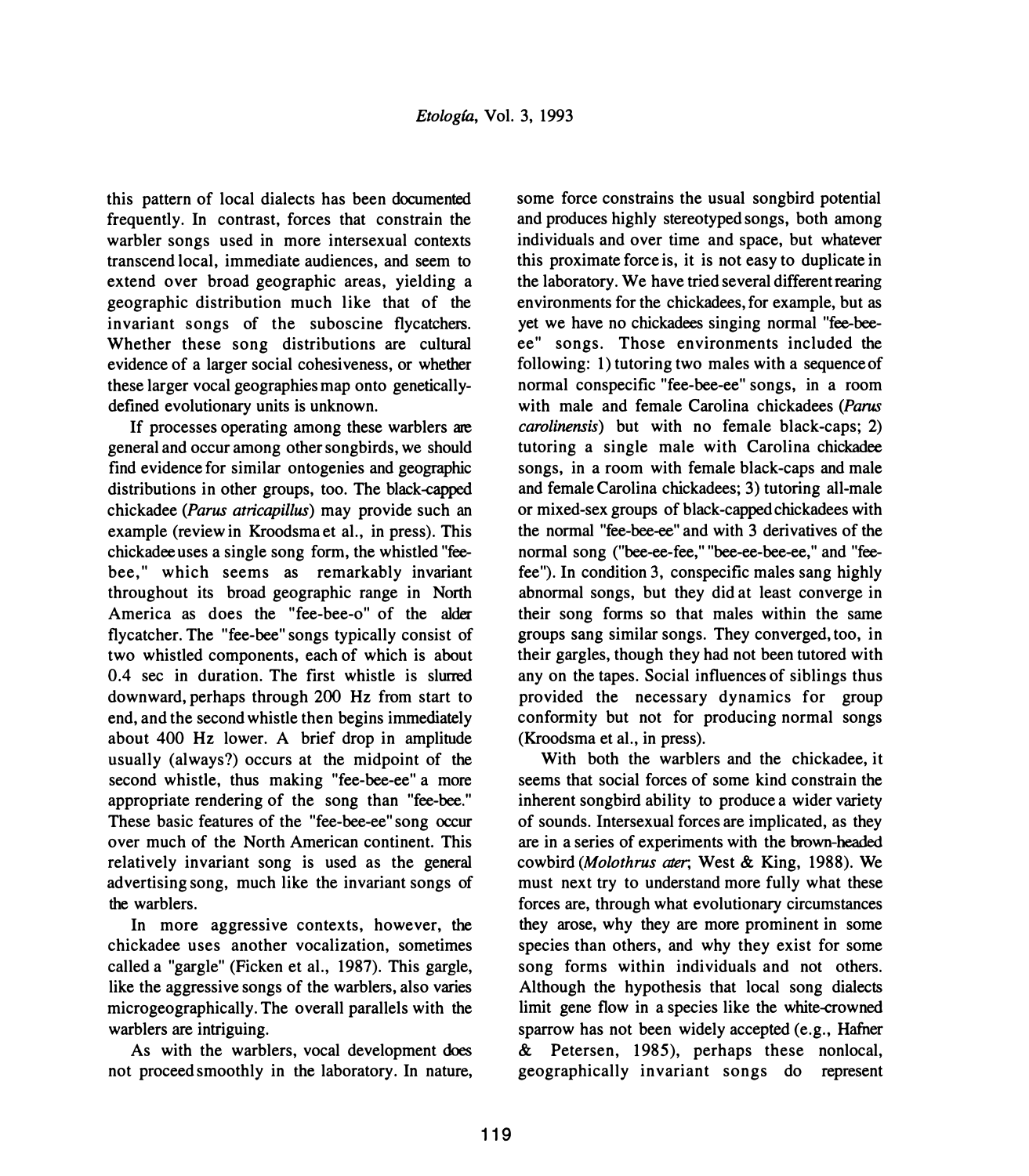this pattern of local dialects has been documented frequently. In contrast, forces that constrain the warbler songs used in more intersexual contexts transcend local, immediate audiences, and seem to extend over broad geographic areas, yielding a geographic distribution much like that of the invariant songs of the suboscine flycatchers. Whether these song distributions are cultural evidence of a larger social cohesiveness, or whether these larger vocal geographies map onto genetically-defined evolutionary units is unknown.

If processes operating among these warblers are general and occur among other songbirds, we should find evidence for similar ontogenies and geographic distributions in other groups, too. The black-capped chickadee (*Parus atricapillus*) may provide such an example (review in Kroodsma et al., in press). This chickadee uses a single song form, the whistled "fee-bee," which seems as remarkably invariant throughout its broad geographic range in North America as does the "fee-bee-o" of the alder flycatcher. The "fee-bee" songs typically consist of two whistled components, each of which is about 0.4 sec in duration. The first whistle is slurred downward, perhaps through 200 Hz from start to end, and the second whistle then begins immediately about 400 Hz lower. A brief drop in amplitude usually (always?) occurs at the midpoint of the second whistle, thus making "fee-bee-ee" a more appropriate rendering of the song than "fee-bee." These basic features of the "fee-bee-ee" song occur over much of the North American continent. This relatively invariant song is used as the general advertising song, much like the invariant songs of the warblers.

In more aggressive contexts, however, the chickadee uses another vocalization, sometimes called a "gargle" (Ficken et al., 1987). This gargle, like the aggressive songs of the warblers, also varies microgeographically. The overall parallels with the warblers are intriguing.

As with the warblers, vocal development does not proceed smoothly in the laboratory. In nature, some force constrains the usual songbird potential and produces highly stereotyped songs, both among individuals and over time and space, but whatever this proximate force is, it is not easy to duplicate in the laboratory. We have tried several different rearing environments for the chickadees, for example, but as yet we have no chickadees singing normal "fee-bee-ee" songs. Those environments included the following: 1) tutoring two males with a sequence of normal conspecific "fee-bee-ee" songs, in a room with male and female Carolina chickadees (*Parus carolinensis*) but with no female black-caps; 2) tutoring a single male with Carolina chickadee songs, in a room with female black-caps and male and female Carolina chickadees; 3) tutoring all-male or mixed-sex groups of black-capped chickadees with the normal "fee-bee-ee" and with 3 derivatives of the normal song ("bee-ee-fee," "bee-ee-bee-ee," and "fee-fee"). In condition 3, conspecific males sang highly abnormal songs, but they did at least converge in their song forms so that males within the same groups sang similar songs. They converged, too, in their gargles, though they had not been tutored with any on the tapes. Social influences of siblings thus provided the necessary dynamics for group conformity but not for producing normal songs (Kroodsma et al., in press).

With both the warblers and the chickadee, it seems that social forces of some kind constrain the inherent songbird ability to produce a wider variety of sounds. Intersexual forces are implicated, as they are in a series of experiments with the brown-headed cowbird (*Molothrus ater*; West & King, 1988). We must next try to understand more fully what these forces are, through what evolutionary circumstances they arose, why they are more prominent in some species than others, and why they exist for some song forms within individuals and not others. Although the hypothesis that local song dialects limit gene flow in a species like the white-crowned sparrow has not been widely accepted (e.g., Hafner & Petersen, 1985), perhaps these nonlocal, geographically invariant songs do represent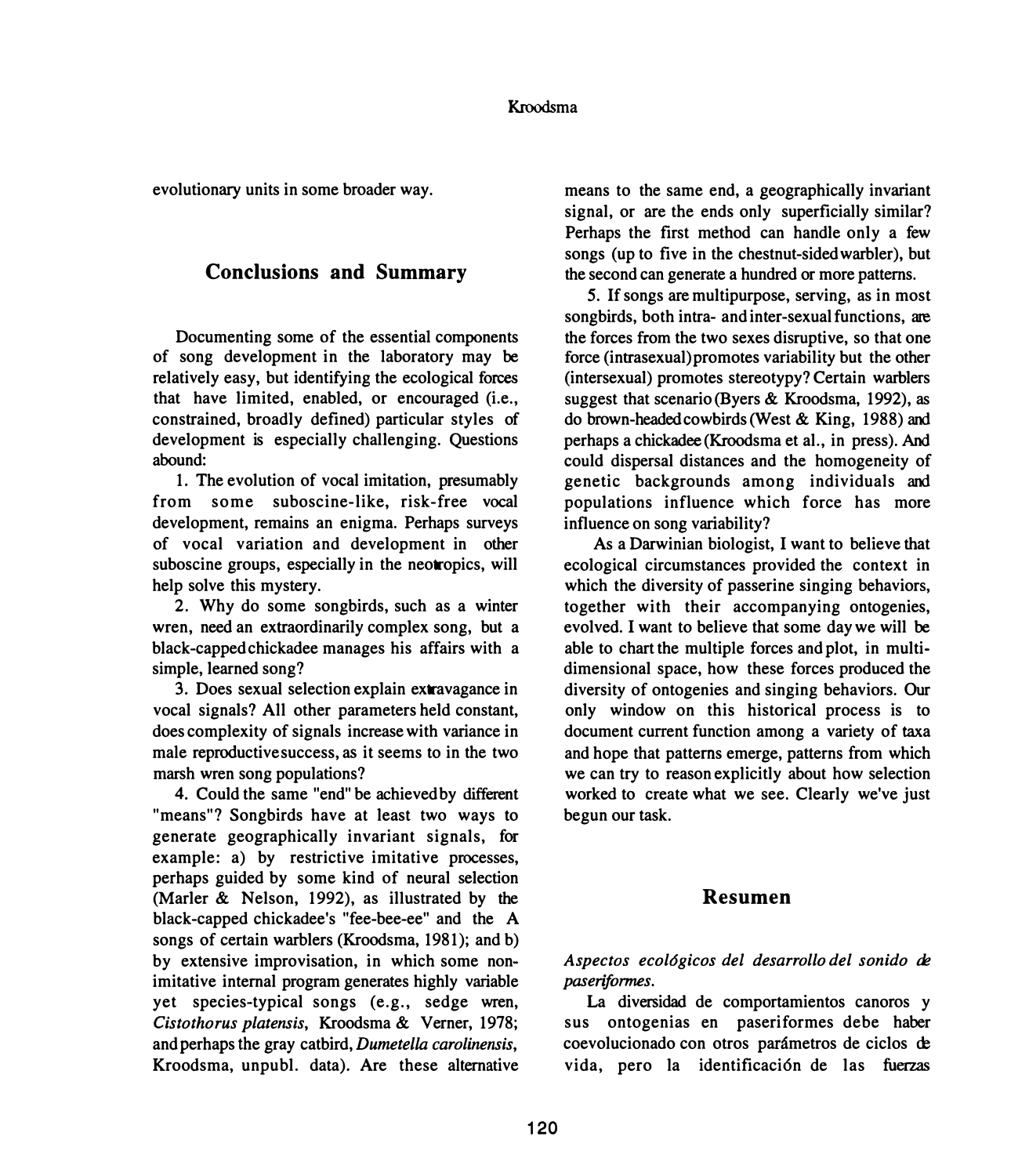evolutionary units in some broader way.

## Conclusions and Summary

Documenting some of the essential components of song development in the laboratory may be relatively easy, but identifying the ecological forces that have limited, enabled, or encouraged (i.e., constrained, broadly defined) particular styles of development is especially challenging. Questions abound:

1. The evolution of vocal imitation, presumably from some suboscine-like, risk-free vocal development, remains an enigma. Perhaps surveys of vocal variation and development in other suboscine groups, especially in the neotropics, will help solve this mystery.

2. Why do some songbirds, such as a winter wren, need an extraordinarily complex song, but a black-capped chickadee manages his affairs with a simple, learned song?

3. Does sexual selection explain extravagance in vocal signals? All other parameters held constant, does complexity of signals increase with variance in male reproductive success, as it seems to in the two marsh wren song populations?

4. Could the same "end" be achieved by different "means"? Songbirds have at least two ways to generate geographically invariant signals, for example: a) by restrictive imitative processes, perhaps guided by some kind of neural selection (Marler & Nelson, 1992), as illustrated by the black-capped chickadee's "fee-bee-ee" and the A songs of certain warblers (Kroodsma, 1981); and b) by extensive improvisation, in which some non-imitative internal program generates highly variable yet species-typical songs (e.g., sedge wren, *Cistothorus platensis*, Kroodsma & Verner, 1978; and perhaps the gray catbird, *Dumetella carolinensis*, Kroodsma, unpubl. data). Are these alternative means to the same end, a geographically invariant signal, or are the ends only superficially similar? Perhaps the first method can handle only a few songs (up to five in the chestnut-sided warbler), but the second can generate a hundred or more patterns.

5. If songs are multipurpose, serving, as in most songbirds, both intra- and inter-sexual functions, are the forces from the two sexes disruptive, so that one force (intrasexual) promotes variability but the other (intersexual) promotes stereotypy? Certain warblers suggest that scenario (Byers & Kroodsma, 1992), as do brown-headed cowbirds (West & King, 1988) and perhaps a chickadee (Kroodsma et al., in press). And could dispersal distances and the homogeneity of genetic backgrounds among individuals and populations influence which force has more influence on song variability?

As a Darwinian biologist, I want to believe that ecological circumstances provided the context in which the diversity of passerine singing behaviors, together with their accompanying ontogenies, evolved. I want to believe that some day we will be able to chart the multiple forces and plot, in multi-dimensional space, how these forces produced the diversity of ontogenies and singing behaviors. Our only window on this historical process is to document current function among a variety of taxa and hope that patterns emerge, patterns from which we can try to reason explicitly about how selection worked to create what we see. Clearly we've just begun our task.

## Resumen

*Aspectos ecológicos del desarrollo del sonido de paseriformes.*

La diversidad de comportamientos canoros y sus ontogenias en paseriformes debe haber coevolucionado con otros parámetros de ciclos de vida, pero la identificación de las fuerzas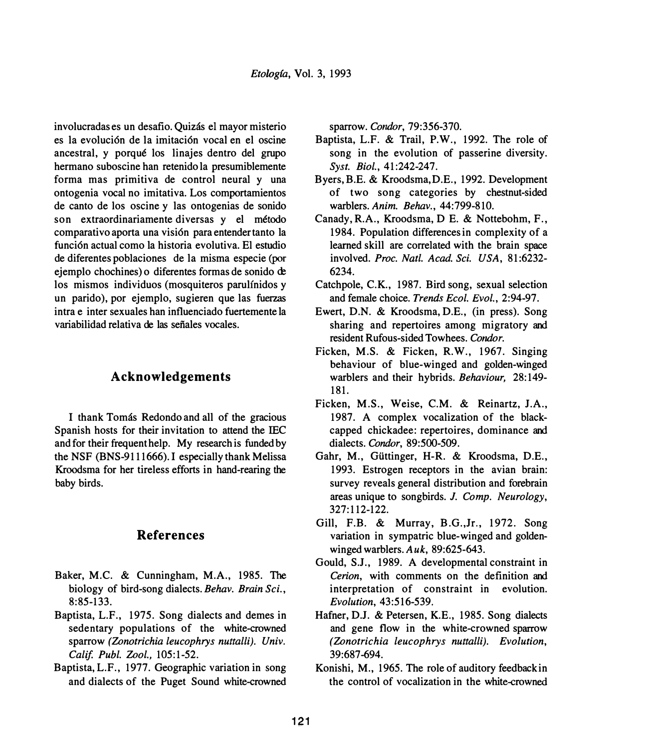involucradas es un desafio. Quizás el mayor misterio es la evolución de la imitación vocal en el oscine ancestral, y porqué los linajes dentro del grupo hermano suboscine han retenido la presumiblemente forma mas primitiva de control neural y una ontogenia vocal no imitativa. Los comportamientos de canto de los oscine y las ontogenias de sonido son extraordinariamente diversas y el método comparativo aporta una visión para entender tanto la función actual como la historia evolutiva. El estudio de diferentes poblaciones de la misma especie (por ejemplo chochines) o diferentes formas de sonido de los mismos individuos (mosquiteros parulínidos y un parido), por ejemplo, sugieren que las fuerzas intra e inter sexuales han influenciado fuertemente la variabilidad relativa de las señales vocales.

## Acknowledgements

I thank Tomás Redondo and all of the gracious Spanish hosts for their invitation to attend the IEC and for their frequent help. My research is funded by the NSF (BNS-9111666). I especially thank Melissa Kroodsma for her tireless efforts in hand-rearing the baby birds.

## References

Baker, M.C. & Cunningham, M.A., 1985. The biology of bird-song dialects. *Behav. Brain Sci.*, 8:85-133.

Baptista, L.F., 1975. Song dialects and demes in sedentary populations of the white-crowned sparrow *(Zonotrichia leucophrys nuttalli). Univ. Calif. Publ. Zool.*, 105:1-52.

Baptista, L.F., 1977. Geographic variation in song and dialects of the Puget Sound white-crowned sparrow. *Condor*, 79:356-370.

Baptista, L.F. & Trail, P.W., 1992. The role of song in the evolution of passerine diversity. *Syst. Biol.*, 41:242-247.

Byers, B.E. & Kroodsma, D.E., 1992. Development of two song categories by chestnut-sided warblers. *Anim. Behav.*, 44:799-810.

Canady, R.A., Kroodsma, D E. & Nottebohm, F., 1984. Population differences in complexity of a learned skill are correlated with the brain space involved. *Proc. Natl. Acad. Sci. USA*, 81:6232-6234.

Catchpole, C.K., 1987. Bird song, sexual selection and female choice. *Trends Ecol. Evol.*, 2:94-97.

Ewert, D.N. & Kroodsma, D.E., (in press). Song sharing and repertoires among migratory and resident Rufous-sided Towhees. *Condor.*

Ficken, M.S. & Ficken, R.W., 1967. Singing behaviour of blue-winged and golden-winged warblers and their hybrids. *Behaviour,* 28:149-181.

Ficken, M.S., Weise, C.M. & Reinartz, J.A., 1987. A complex vocalization of the black-capped chickadee: repertoires, dominance and dialects. *Condor*, 89:500-509.

Gahr, M., Güttinger, H-R. & Kroodsma, D.E., 1993. Estrogen receptors in the avian brain: survey reveals general distribution and forebrain areas unique to songbirds. *J. Comp. Neurology*, 327:112-122.

Gill, F.B. & Murray, B.G.,Jr., 1972. Song variation in sympatric blue-winged and golden-winged warblers. *Auk*, 89:625-643.

Gould, S.J., 1989. A developmental constraint in *Cerion*, with comments on the definition and interpretation of constraint in evolution. *Evolution*, 43:516-539.

Hafner, D.J. & Petersen, K.E., 1985. Song dialects and gene flow in the white-crowned sparrow *(Zonotrichia leucophrys nuttalli). Evolution*, 39:687-694.

Konishi, M., 1965. The role of auditory feedback in the control of vocalization in the white-crowned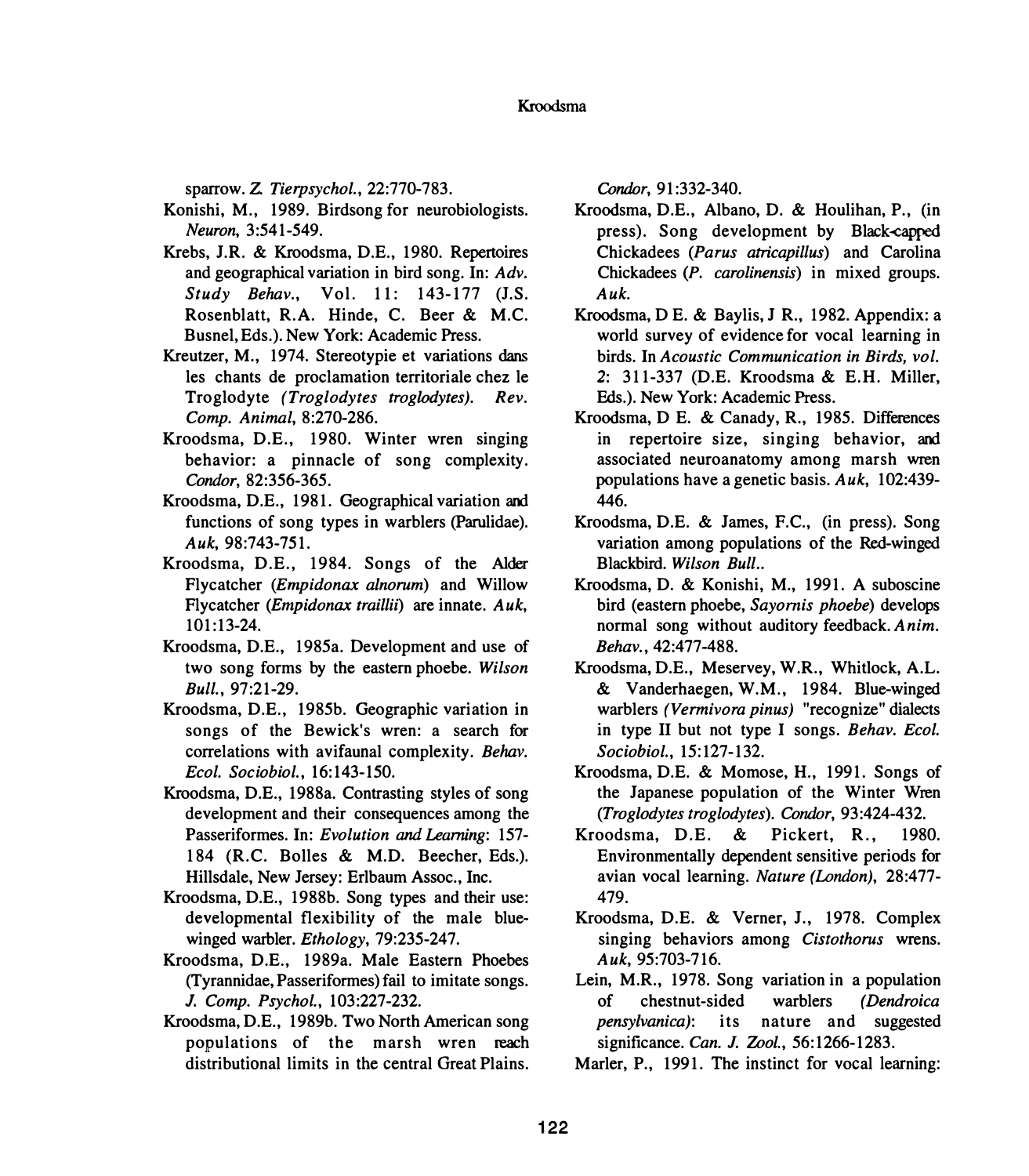sparrow. *Z. Tierpsychol.*, 22:770-783.

Konishi, M., 1989. Birdsong for neurobiologists. *Neuron*, 3:541-549.

Krebs, J.R. & Kroodsma, D.E., 1980. Repertoires and geographical variation in bird song. In: *Adv. Study Behav.*, Vol. 11: 143-177 (J.S. Rosenblatt, R.A. Hinde, C. Beer & M.C. Busnel, Eds.). New York: Academic Press.

Kreutzer, M., 1974. Stereotypie et variations dans les chants de proclamation territoriale chez le Troglodyte *(Troglodytes troglodytes)*. *Rev. Comp. Animal*, 8:270-286.

Kroodsma, D.E., 1980. Winter wren singing behavior: a pinnacle of song complexity. *Condor*, 82:356-365.

Kroodsma, D.E., 1981. Geographical variation and functions of song types in warblers (Parulidae). *Auk*, 98:743-751.

Kroodsma, D.E., 1984. Songs of the Alder Flycatcher (*Empidonax alnorum*) and Willow Flycatcher (*Empidonax traillii*) are innate. *Auk*, 101:13-24.

Kroodsma, D.E., 1985a. Development and use of two song forms by the eastern phoebe. *Wilson Bull.*, 97:21-29.

Kroodsma, D.E., 1985b. Geographic variation in songs of the Bewick's wren: a search for correlations with avifaunal complexity. *Behav. Ecol. Sociobiol.*, 16:143-150.

Kroodsma, D.E., 1988a. Contrasting styles of song development and their consequences among the Passeriformes. In: *Evolution and Learning*: 157-184 (R.C. Bolles & M.D. Beecher, Eds.). Hillsdale, New Jersey: Erlbaum Assoc., Inc.

Kroodsma, D.E., 1988b. Song types and their use: developmental flexibility of the male blue-winged warbler. *Ethology*, 79:235-247.

Kroodsma, D.E., 1989a. Male Eastern Phoebes (Tyrannidae, Passeriformes) fail to imitate songs. *J. Comp. Psychol.*, 103:227-232.

Kroodsma, D.E., 1989b. Two North American song populations of the marsh wren reach distributional limits in the central Great Plains. *Condor*, 91:332-340.

Kroodsma, D.E., Albano, D. & Houlihan, P., (in press). Song development by Black-capped Chickadees (*Parus atricapillus*) and Carolina Chickadees (*P. carolinensis*) in mixed groups. *Auk*.

Kroodsma, D E. & Baylis, J R., 1982. Appendix: a world survey of evidence for vocal learning in birds. In *Acoustic Communication in Birds, vol. 2*: 311-337 (D.E. Kroodsma & E.H. Miller, Eds.). New York: Academic Press.

Kroodsma, D E. & Canady, R., 1985. Differences in repertoire size, singing behavior, and associated neuroanatomy among marsh wren populations have a genetic basis. *Auk*, 102:439-446.

Kroodsma, D.E. & James, F.C., (in press). Song variation among populations of the Red-winged Blackbird. *Wilson Bull.*.

Kroodsma, D. & Konishi, M., 1991. A suboscine bird (eastern phoebe, *Sayornis phoebe*) develops normal song without auditory feedback. *Anim. Behav.*, 42:477-488.

Kroodsma, D.E., Meservey, W.R., Whitlock, A.L. & Vanderhaegen, W.M., 1984. Blue-winged warblers *(Vermivora pinus)* "recognize" dialects in type II but not type I songs. *Behav. Ecol. Sociobiol.*, 15:127-132.

Kroodsma, D.E. & Momose, H., 1991. Songs of the Japanese population of the Winter Wren (*Troglodytes troglodytes*). *Condor*, 93:424-432.

Kroodsma, D.E. & Pickert, R., 1980. Environmentally dependent sensitive periods for avian vocal learning. *Nature (London)*, 28:477-479.

Kroodsma, D.E. & Verner, J., 1978. Complex singing behaviors among *Cistothorus* wrens. *Auk*, 95:703-716.

Lein, M.R., 1978. Song variation in a population of chestnut-sided warblers *(Dendroica pensylvanica)*: its nature and suggested significance. *Can. J. Zool.*, 56:1266-1283.

Marler, P., 1991. The instinct for vocal learning: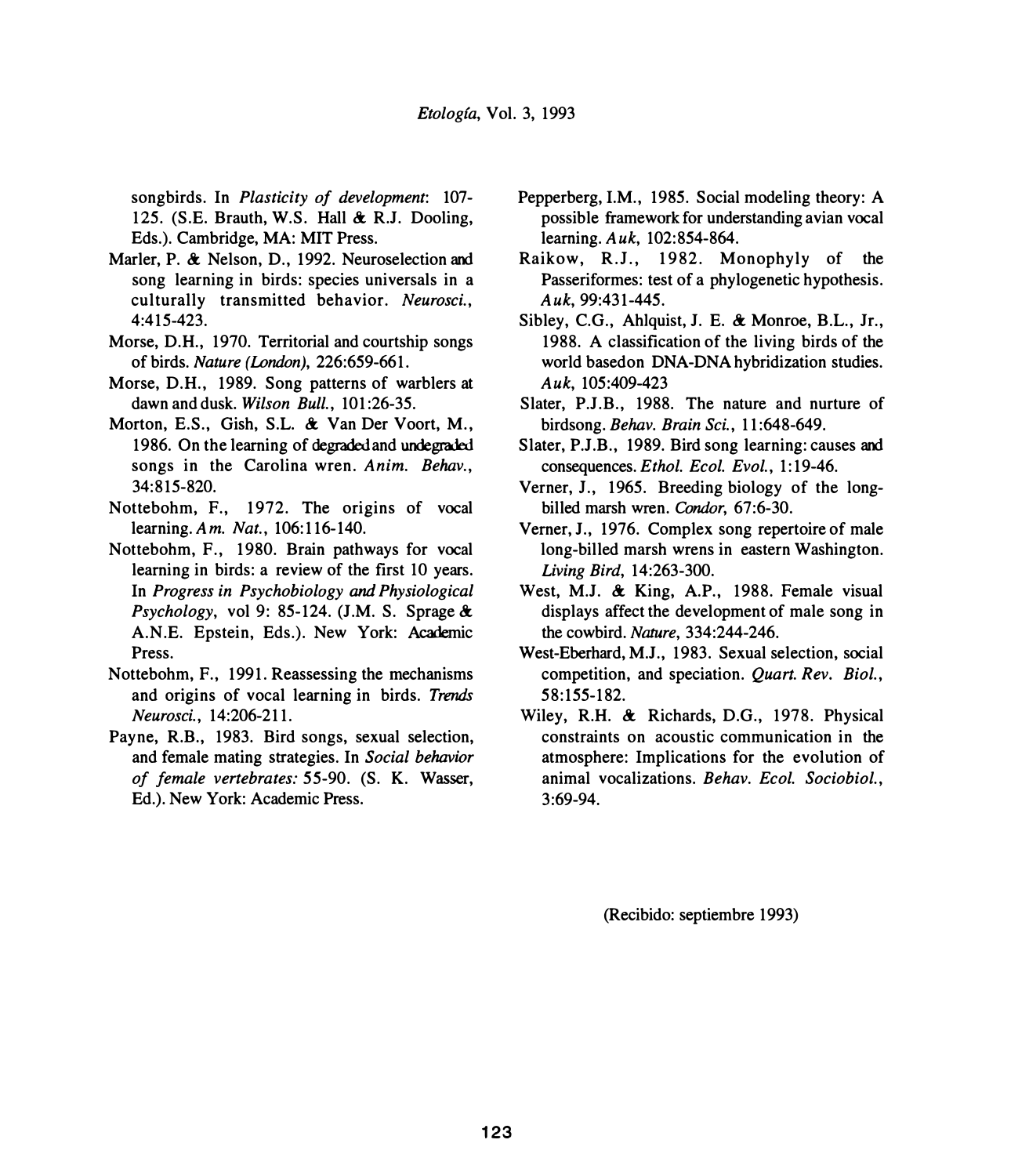songbirds. In *Plasticity of development*: 107-125. (S.E. Brauth, W.S. Hall & R.J. Dooling, Eds.). Cambridge, MA: MIT Press.

Marler, P. & Nelson, D., 1992. Neuroselection and song learning in birds: species universals in a culturally transmitted behavior. *Neurosci.*, 4:415-423.

Morse, D.H., 1970. Territorial and courtship songs of birds. *Nature (London)*, 226:659-661.

Morse, D.H., 1989. Song patterns of warblers at dawn and dusk. *Wilson Bull.*, 101:26-35.

Morton, E.S., Gish, S.L. & Van Der Voort, M., 1986. On the learning of degraded and undegraded songs in the Carolina wren. *Anim. Behav.*, 34:815-820.

Nottebohm, F., 1972. The origins of vocal learning. *Am. Nat.*, 106:116-140.

Nottebohm, F., 1980. Brain pathways for vocal learning in birds: a review of the first 10 years. In *Progress in Psychobiology and Physiological Psychology*, vol 9: 85-124. (J.M. S. Sprage & A.N.E. Epstein, Eds.). New York: Academic Press.

Nottebohm, F., 1991. Reassessing the mechanisms and origins of vocal learning in birds. *Trends Neurosci.*, 14:206-211.

Payne, R.B., 1983. Bird songs, sexual selection, and female mating strategies. In *Social behavior of female vertebrates:* 55-90. (S. K. Wasser, Ed.). New York: Academic Press.

Pepperberg, I.M., 1985. Social modeling theory: A possible framework for understanding avian vocal learning. *Auk*, 102:854-864.

Raikow, R.J., 1982. Monophyly of the Passeriformes: test of a phylogenetic hypothesis. *Auk*, 99:431-445.

Sibley, C.G., Ahlquist, J. E. & Monroe, B.L., Jr., 1988. A classification of the living birds of the world basedon DNA-DNA hybridization studies. *Auk*, 105:409-423

Slater, P.J.B., 1988. The nature and nurture of birdsong. *Behav. Brain Sci.*, 11:648-649.

Slater, P.J.B., 1989. Bird song learning: causes and consequences. *Ethol. Ecol. Evol.*, 1:19-46.

Verner, J., 1965. Breeding biology of the long-billed marsh wren. *Condor*, 67:6-30.

Verner, J., 1976. Complex song repertoire of male long-billed marsh wrens in eastern Washington. *Living Bird*, 14:263-300.

West, M.J. & King, A.P., 1988. Female visual displays affect the development of male song in the cowbird. *Nature*, 334:244-246.

West-Eberhard, M.J., 1983. Sexual selection, social competition, and speciation. *Quart. Rev. Biol.*, 58:155-182.

Wiley, R.H. & Richards, D.G., 1978. Physical constraints on acoustic communication in the atmosphere: Implications for the evolution of animal vocalizations. *Behav. Ecol. Sociobiol.*, 3:69-94.

(Recibido: septiembre 1993)